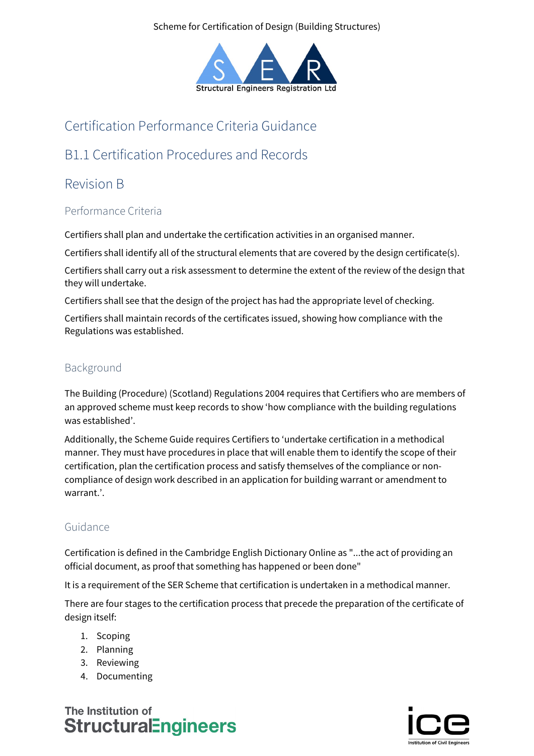Scheme for Certification of Design (Building Structures)

# Certification Performance Criteria Guidance

## B1.1 Certification Procedures and Records

## Revision B

### Performance Criteria

Certifiers shall plan and undertake the certification activities in an organised manner.

Certifiers shall identify all of the structural elements that are covered by the design certificate(s).

Certifiers shall carry out a risk assessment to determine the extent of the review of the design that they will undertake.

Certifiers shall see that the design of the project has had the appropriate level of checking.

Certifiers shall maintain records of the certificates issued, showing how compliance with the Regulations was established.

### Background

The Building (Procedure) (Scotland) Regulations 2004 requires that Certifiers who are members of an approved scheme must keep records to show 'how compliance with the building regulations was established'.

Additionally, the Scheme Guide requires Certifiers to 'undertake certification in a methodical manner. They must have procedures in place that will enable them to identify the scope of their certification, plan the certification process and satisfy themselves of the compliance or non-compliance of design work described in an application for building warrant or amendment to warrant.'.

### Guidance

Certification is defined in the Cambridge English Dictionary Online as "...the act of providing an official document, as proof that something has happened or been done"

It is a requirement of the SER Scheme that certification is undertaken in a methodical manner.

There are four stages to the certification process that precede the preparation of the certificate of design itself:

1. Scoping
2. Planning
3. Reviewing
4. Documenting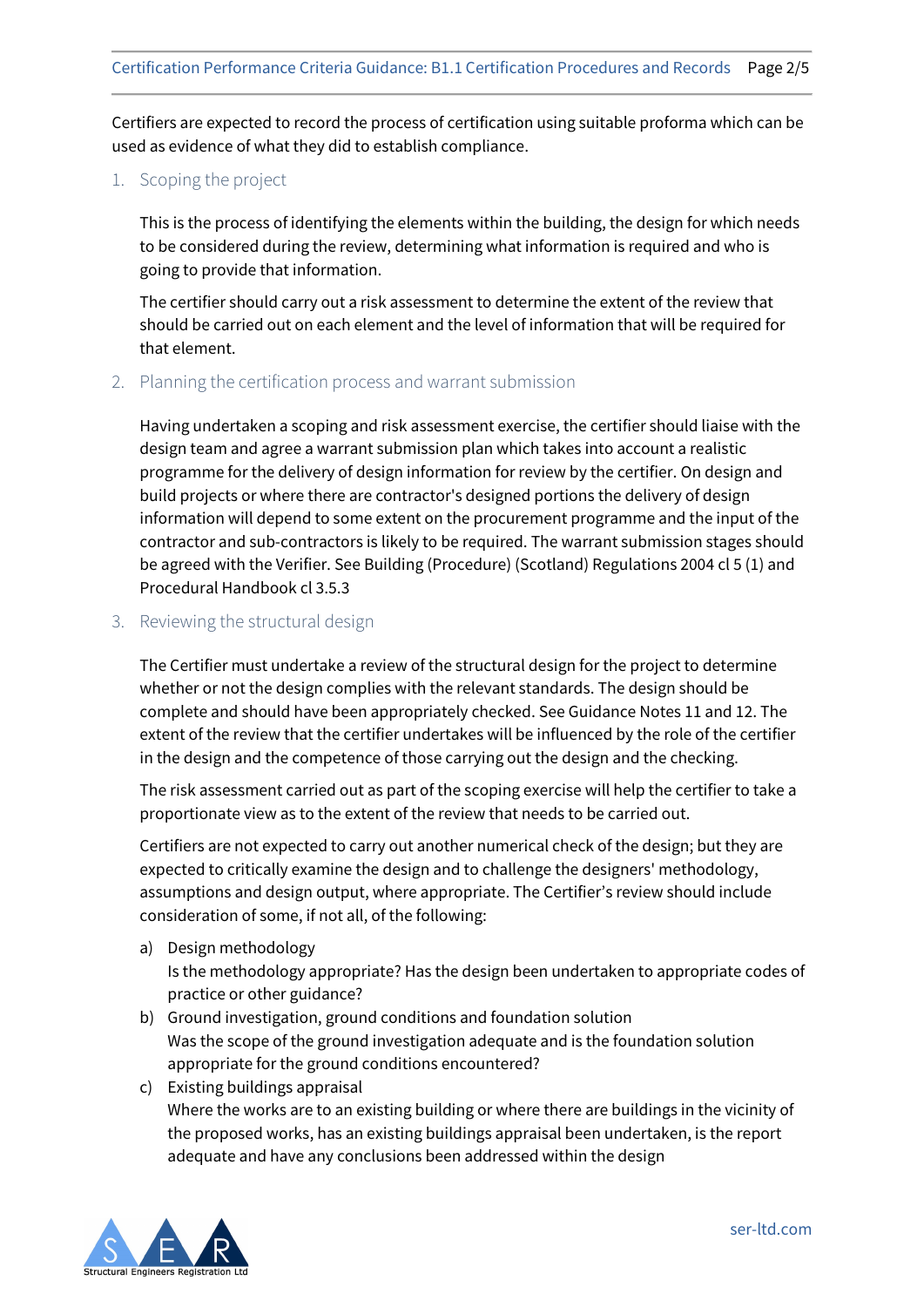Certifiers are expected to record the process of certification using suitable proforma which can be used as evidence of what they did to establish compliance.

## 1. Scoping the project

This is the process of identifying the elements within the building, the design for which needs to be considered during the review, determining what information is required and who is going to provide that information.

The certifier should carry out a risk assessment to determine the extent of the review that should be carried out on each element and the level of information that will be required for that element.

## 2. Planning the certification process and warrant submission

Having undertaken a scoping and risk assessment exercise, the certifier should liaise with the design team and agree a warrant submission plan which takes into account a realistic programme for the delivery of design information for review by the certifier. On design and build projects or where there are contractor's designed portions the delivery of design information will depend to some extent on the procurement programme and the input of the contractor and sub-contractors is likely to be required. The warrant submission stages should be agreed with the Verifier. See Building (Procedure) (Scotland) Regulations 2004 cl 5 (1) and Procedural Handbook cl 3.5.3

## 3. Reviewing the structural design

The Certifier must undertake a review of the structural design for the project to determine whether or not the design complies with the relevant standards. The design should be complete and should have been appropriately checked. See Guidance Notes 11 and 12. The extent of the review that the certifier undertakes will be influenced by the role of the certifier in the design and the competence of those carrying out the design and the checking.

The risk assessment carried out as part of the scoping exercise will help the certifier to take a proportionate view as to the extent of the review that needs to be carried out.

Certifiers are not expected to carry out another numerical check of the design; but they are expected to critically examine the design and to challenge the designers' methodology, assumptions and design output, where appropriate. The Certifier's review should include consideration of some, if not all, of the following:

a) Design methodology
Is the methodology appropriate? Has the design been undertaken to appropriate codes of practice or other guidance?

b) Ground investigation, ground conditions and foundation solution
Was the scope of the ground investigation adequate and is the foundation solution appropriate for the ground conditions encountered?

c) Existing buildings appraisal
Where the works are to an existing building or where there are buildings in the vicinity of the proposed works, has an existing buildings appraisal been undertaken, is the report adequate and have any conclusions been addressed within the design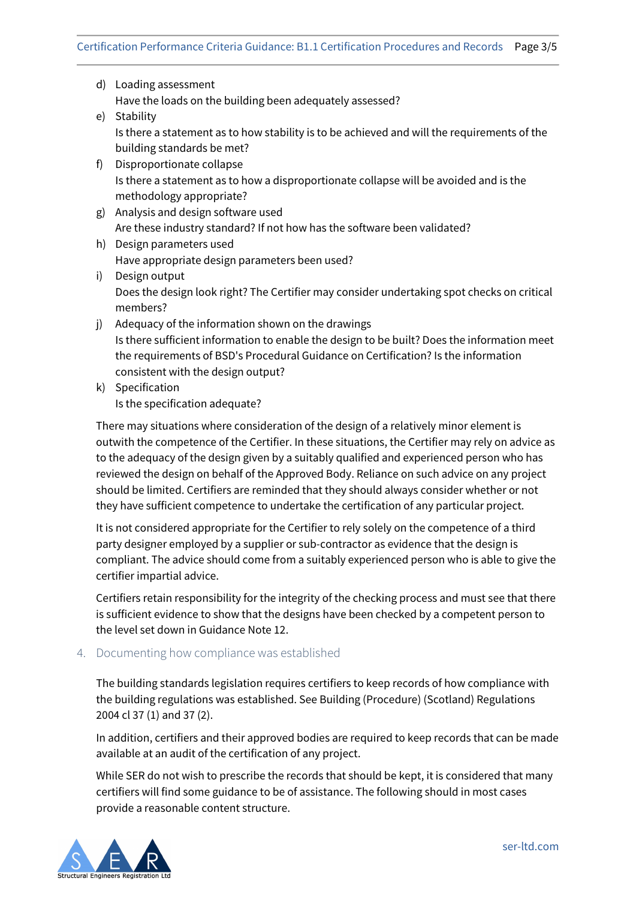d) Loading assessment
   Have the loads on the building been adequately assessed?
e) Stability
   Is there a statement as to how stability is to be achieved and will the requirements of the building standards be met?
f) Disproportionate collapse
   Is there a statement as to how a disproportionate collapse will be avoided and is the methodology appropriate?
g) Analysis and design software used
   Are these industry standard? If not how has the software been validated?
h) Design parameters used
   Have appropriate design parameters been used?
i) Design output
   Does the design look right? The Certifier may consider undertaking spot checks on critical members?
j) Adequacy of the information shown on the drawings
   Is there sufficient information to enable the design to be built? Does the information meet the requirements of BSD's Procedural Guidance on Certification? Is the information consistent with the design output?
k) Specification
   Is the specification adequate?

There may situations where consideration of the design of a relatively minor element is outwith the competence of the Certifier. In these situations, the Certifier may rely on advice as to the adequacy of the design given by a suitably qualified and experienced person who has reviewed the design on behalf of the Approved Body. Reliance on such advice on any project should be limited. Certifiers are reminded that they should always consider whether or not they have sufficient competence to undertake the certification of any particular project.

It is not considered appropriate for the Certifier to rely solely on the competence of a third party designer employed by a supplier or sub-contractor as evidence that the design is compliant. The advice should come from a suitably experienced person who is able to give the certifier impartial advice.

Certifiers retain responsibility for the integrity of the checking process and must see that there is sufficient evidence to show that the designs have been checked by a competent person to the level set down in Guidance Note 12.

## 4. Documenting how compliance was established

The building standards legislation requires certifiers to keep records of how compliance with the building regulations was established. See Building (Procedure) (Scotland) Regulations 2004 cl 37 (1) and 37 (2).

In addition, certifiers and their approved bodies are required to keep records that can be made available at an audit of the certification of any project.

While SER do not wish to prescribe the records that should be kept, it is considered that many certifiers will find some guidance to be of assistance. The following should in most cases provide a reasonable content structure.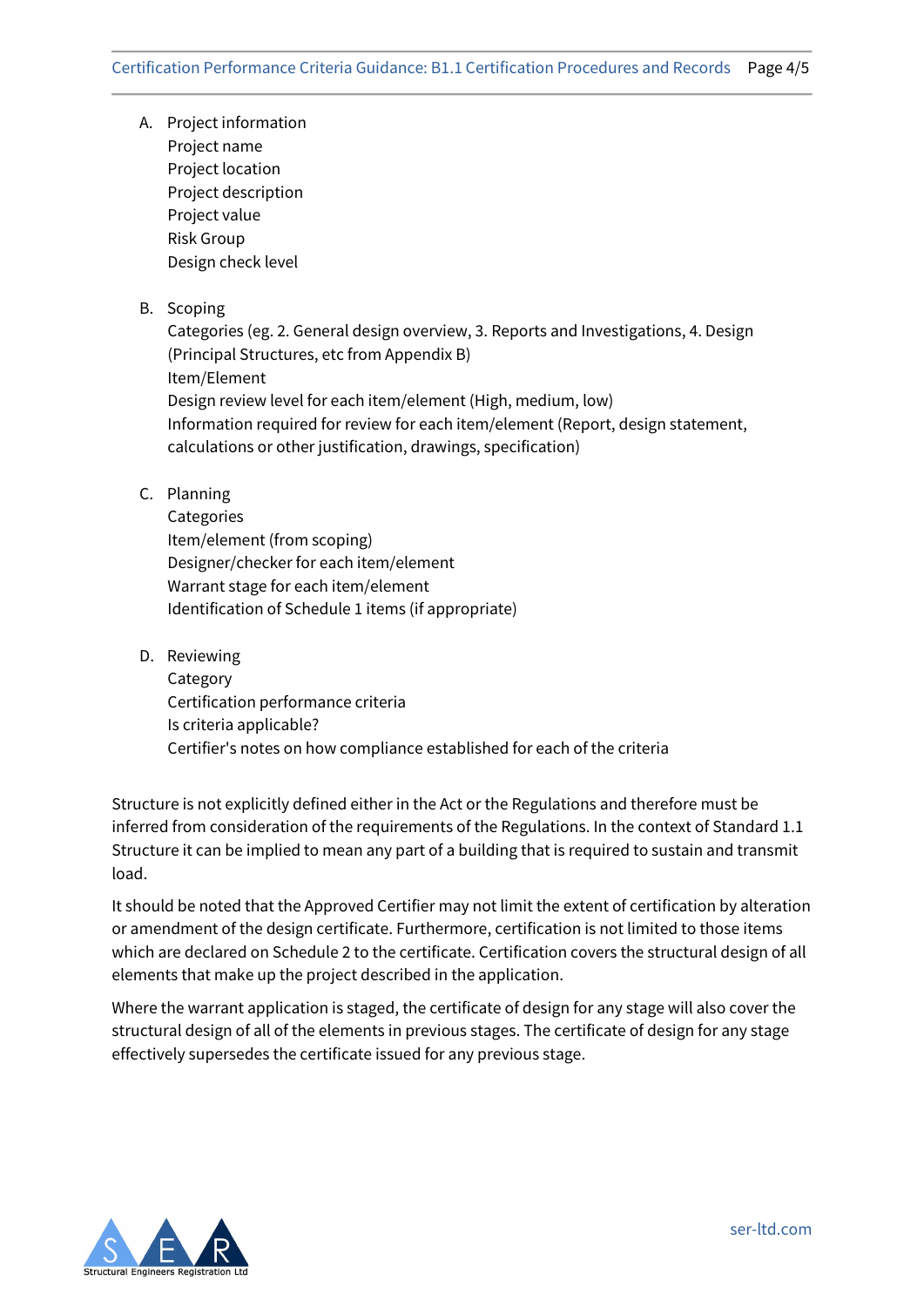A. Project information
   Project name
   Project location
   Project description
   Project value
   Risk Group
   Design check level

B. Scoping
   Categories (eg. 2. General design overview, 3. Reports and Investigations, 4. Design (Principal Structures, etc from Appendix B)
   Item/Element
   Design review level for each item/element (High, medium, low)
   Information required for review for each item/element (Report, design statement, calculations or other justification, drawings, specification)

C. Planning
   Categories
   Item/element (from scoping)
   Designer/checker for each item/element
   Warrant stage for each item/element
   Identification of Schedule 1 items (if appropriate)

D. Reviewing
   Category
   Certification performance criteria
   Is criteria applicable?
   Certifier's notes on how compliance established for each of the criteria

Structure is not explicitly defined either in the Act or the Regulations and therefore must be inferred from consideration of the requirements of the Regulations. In the context of Standard 1.1 Structure it can be implied to mean any part of a building that is required to sustain and transmit load.

It should be noted that the Approved Certifier may not limit the extent of certification by alteration or amendment of the design certificate. Furthermore, certification is not limited to those items which are declared on Schedule 2 to the certificate. Certification covers the structural design of all elements that make up the project described in the application.

Where the warrant application is staged, the certificate of design for any stage will also cover the structural design of all of the elements in previous stages. The certificate of design for any stage effectively supersedes the certificate issued for any previous stage.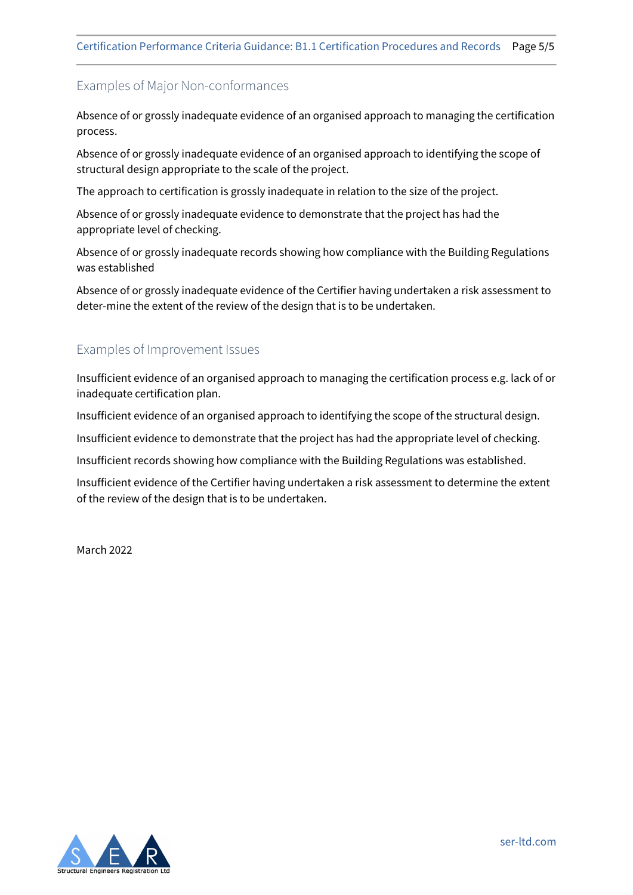## Examples of Major Non-conformances

Absence of or grossly inadequate evidence of an organised approach to managing the certification process.

Absence of or grossly inadequate evidence of an organised approach to identifying the scope of structural design appropriate to the scale of the project.

The approach to certification is grossly inadequate in relation to the size of the project.

Absence of or grossly inadequate evidence to demonstrate that the project has had the appropriate level of checking.

Absence of or grossly inadequate records showing how compliance with the Building Regulations was established

Absence of or grossly inadequate evidence of the Certifier having undertaken a risk assessment to deter-mine the extent of the review of the design that is to be undertaken.

## Examples of Improvement Issues

Insufficient evidence of an organised approach to managing the certification process e.g. lack of or inadequate certification plan.

Insufficient evidence of an organised approach to identifying the scope of the structural design.

Insufficient evidence to demonstrate that the project has had the appropriate level of checking.

Insufficient records showing how compliance with the Building Regulations was established.

Insufficient evidence of the Certifier having undertaken a risk assessment to determine the extent of the review of the design that is to be undertaken.

March 2022